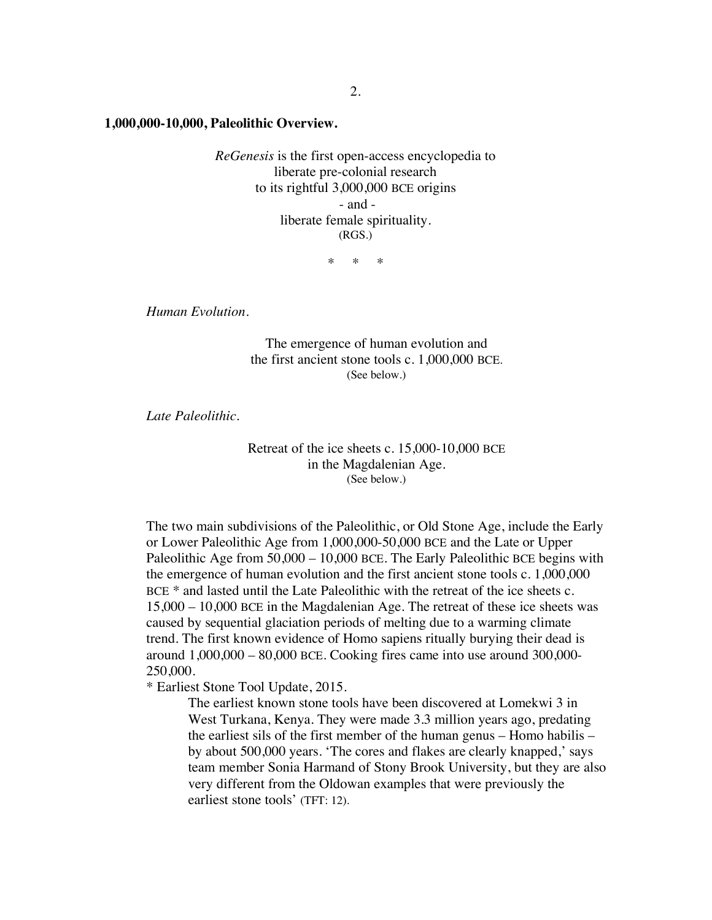**1,000,000-10,000, Paleolithic Overview.**

*ReGenesis* is the first open-access encyclopedia to
liberate pre-colonial research
to its rightful 3,000,000 BCE origins
\- and -
liberate female spirituality.
(RGS.)

\*   \*   \*

*Human Evolution.*

The emergence of human evolution and
the first ancient stone tools c. 1,000,000 BCE.
(See below.)

*Late Paleolithic.*

Retreat of the ice sheets c. 15,000-10,000 BCE
in the Magdalenian Age.
(See below.)

The two main subdivisions of the Paleolithic, or Old Stone Age, include the Early or Lower Paleolithic Age from 1,000,000-50,000 BCE and the Late or Upper Paleolithic Age from 50,000 – 10,000 BCE. The Early Paleolithic BCE begins with the emergence of human evolution and the first ancient stone tools c. 1,000,000 BCE * and lasted until the Late Paleolithic with the retreat of the ice sheets c. 15,000 – 10,000 BCE in the Magdalenian Age. The retreat of these ice sheets was caused by sequential glaciation periods of melting due to a warming climate trend. The first known evidence of Homo sapiens ritually burying their dead is around 1,000,000 – 80,000 BCE. Cooking fires came into use around 300,000-250,000.

\* Earliest Stone Tool Update, 2015.

> The earliest known stone tools have been discovered at Lomekwi 3 in West Turkana, Kenya. They were made 3.3 million years ago, predating the earliest sils of the first member of the human genus – Homo habilis – by about 500,000 years. 'The cores and flakes are clearly knapped,' says team member Sonia Harmand of Stony Brook University, but they are also very different from the Oldowan examples that were previously the earliest stone tools' (TFT: 12).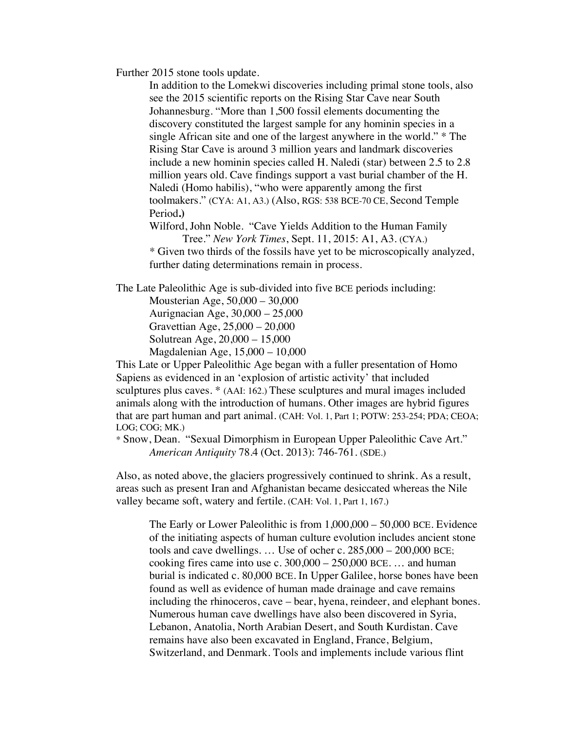Further 2015 stone tools update.

> In addition to the Lomekwi discoveries including primal stone tools, also see the 2015 scientific reports on the Rising Star Cave near South Johannesburg. "More than 1,500 fossil elements documenting the discovery constituted the largest sample for any hominin species in a single African site and one of the largest anywhere in the world." * The Rising Star Cave is around 3 million years and landmark discoveries include a new hominin species called H. Naledi (star) between 2.5 to 2.8 million years old. Cave findings support a vast burial chamber of the H. Naledi (Homo habilis), "who were apparently among the first toolmakers." (CYA: A1, A3.) (Also, RGS: 538 BCE-70 CE, Second Temple Period**.)**
>
> Wilford, John Noble. "Cave Yields Addition to the Human Family Tree." *New York Times*, Sept. 11, 2015: A1, A3. (CYA.)
>
> * Given two thirds of the fossils have yet to be microscopically analyzed, further dating determinations remain in process.

The Late Paleolithic Age is sub-divided into five BCE periods including:

> Mousterian Age, 50,000 – 30,000
> Aurignacian Age, 30,000 – 25,000
> Gravettian Age, 25,000 – 20,000
> Solutrean Age, 20,000 – 15,000
> Magdalenian Age, 15,000 – 10,000

This Late or Upper Paleolithic Age began with a fuller presentation of Homo Sapiens as evidenced in an 'explosion of artistic activity' that included sculptures plus caves. * (AAI: 162.) These sculptures and mural images included animals along with the introduction of humans. Other images are hybrid figures that are part human and part animal. (CAH: Vol. 1, Part 1; POTW: 253-254; PDA; CEOA; LOG; COG; MK.)

* Snow, Dean. "Sexual Dimorphism in European Upper Paleolithic Cave Art." *American Antiquity* 78.4 (Oct. 2013): 746-761. (SDE.)

Also, as noted above, the glaciers progressively continued to shrink. As a result, areas such as present Iran and Afghanistan became desiccated whereas the Nile valley became soft, watery and fertile. (CAH: Vol. 1, Part 1, 167.)

> The Early or Lower Paleolithic is from 1,000,000 – 50,000 BCE. Evidence of the initiating aspects of human culture evolution includes ancient stone tools and cave dwellings. … Use of ocher c. 285,000 – 200,000 BCE; cooking fires came into use c. 300,000 – 250,000 BCE. … and human burial is indicated c. 80,000 BCE. In Upper Galilee, horse bones have been found as well as evidence of human made drainage and cave remains including the rhinoceros, cave – bear, hyena, reindeer, and elephant bones. Numerous human cave dwellings have also been discovered in Syria, Lebanon, Anatolia, North Arabian Desert, and South Kurdistan. Cave remains have also been excavated in England, France, Belgium, Switzerland, and Denmark. Tools and implements include various flint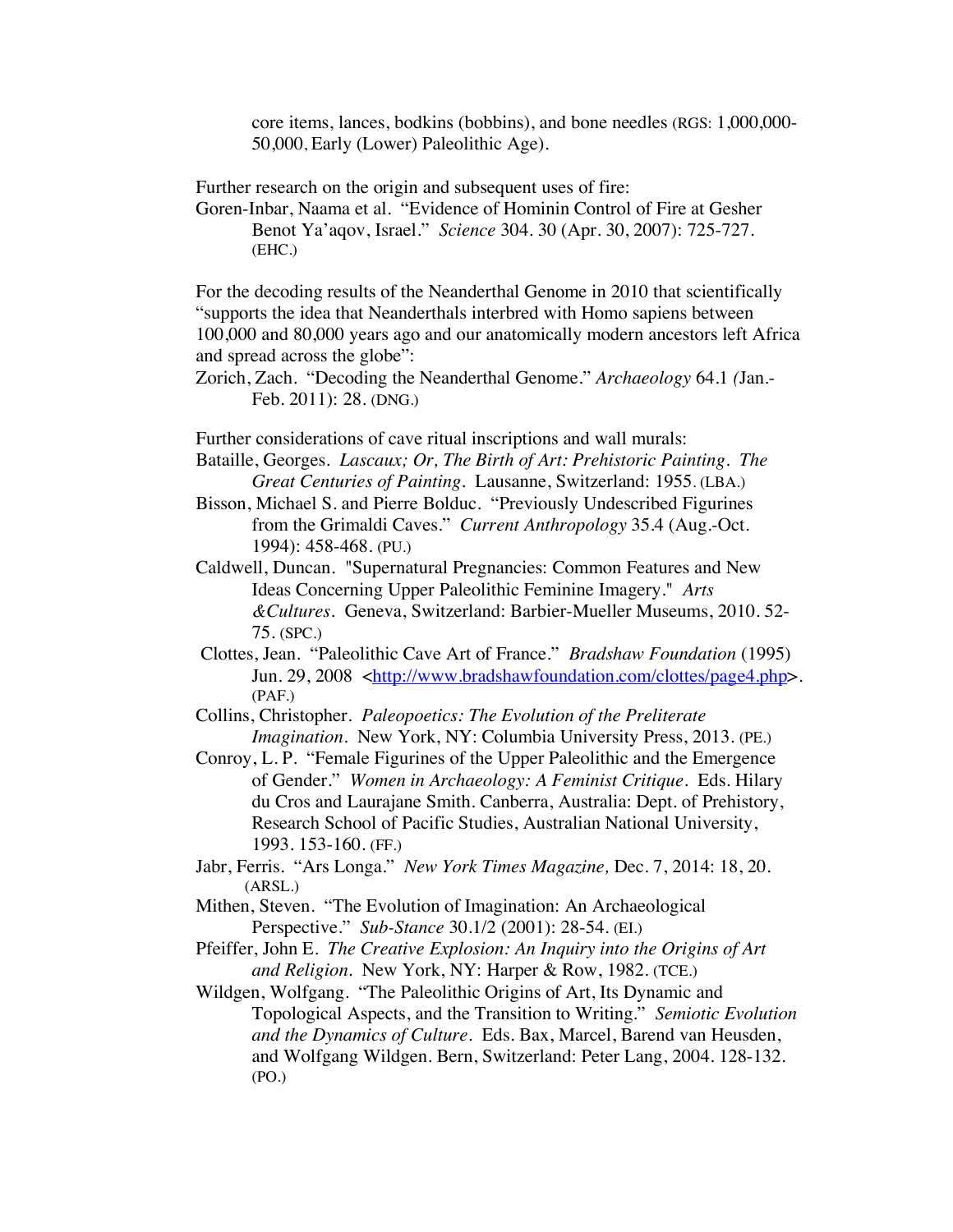core items, lances, bodkins (bobbins), and bone needles (RGS: 1,000,000-50,000, Early (Lower) Paleolithic Age).

Further research on the origin and subsequent uses of fire:

Goren-Inbar, Naama et al. "Evidence of Hominin Control of Fire at Gesher Benot Ya'aqov, Israel." *Science* 304. 30 (Apr. 30, 2007): 725-727. (EHC.)

For the decoding results of the Neanderthal Genome in 2010 that scientifically "supports the idea that Neanderthals interbred with Homo sapiens between 100,000 and 80,000 years ago and our anatomically modern ancestors left Africa and spread across the globe":

Zorich, Zach. "Decoding the Neanderthal Genome." *Archaeology* 64.1 (Jan.-Feb. 2011): 28. (DNG.)

Further considerations of cave ritual inscriptions and wall murals:

Bataille, Georges. *Lascaux; Or, The Birth of Art: Prehistoric Painting. The Great Centuries of Painting.* Lausanne, Switzerland: 1955. (LBA.)

Bisson, Michael S. and Pierre Bolduc. "Previously Undescribed Figurines from the Grimaldi Caves." *Current Anthropology* 35.4 (Aug.-Oct. 1994): 458-468. (PU.)

Caldwell, Duncan. "Supernatural Pregnancies: Common Features and New Ideas Concerning Upper Paleolithic Feminine Imagery." *Arts &Cultures.* Geneva, Switzerland: Barbier-Mueller Museums, 2010. 52-75. (SPC.)

Clottes, Jean. "Paleolithic Cave Art of France." *Bradshaw Foundation* (1995) Jun. 29, 2008 <http://www.bradshawfoundation.com/clottes/page4.php>. (PAF.)

Collins, Christopher. *Paleopoetics: The Evolution of the Preliterate Imagination.* New York, NY: Columbia University Press, 2013. (PE.)

Conroy, L. P. "Female Figurines of the Upper Paleolithic and the Emergence of Gender." *Women in Archaeology: A Feminist Critique.* Eds. Hilary du Cros and Laurajane Smith. Canberra, Australia: Dept. of Prehistory, Research School of Pacific Studies, Australian National University, 1993. 153-160. (FF.)

Jabr, Ferris. "Ars Longa." *New York Times Magazine,* Dec. 7, 2014: 18, 20. (ARSL.)

Mithen, Steven. "The Evolution of Imagination: An Archaeological Perspective." *Sub-Stance* 30.1/2 (2001): 28-54. (EI.)

Pfeiffer, John E. *The Creative Explosion: An Inquiry into the Origins of Art and Religion.* New York, NY: Harper & Row, 1982. (TCE.)

Wildgen, Wolfgang. "The Paleolithic Origins of Art, Its Dynamic and Topological Aspects, and the Transition to Writing." *Semiotic Evolution and the Dynamics of Culture.* Eds. Bax, Marcel, Barend van Heusden, and Wolfgang Wildgen. Bern, Switzerland: Peter Lang, 2004. 128-132. (PO.)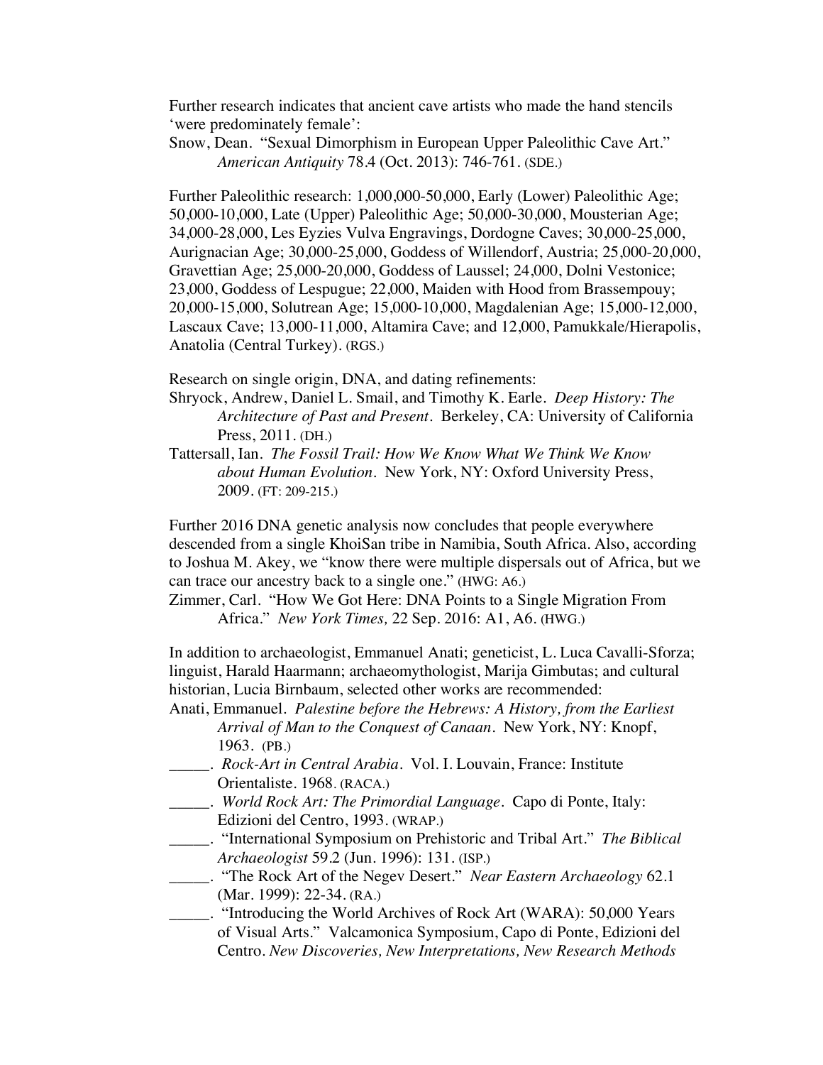Further research indicates that ancient cave artists who made the hand stencils 'were predominately female':

Snow, Dean. "Sexual Dimorphism in European Upper Paleolithic Cave Art." *American Antiquity* 78.4 (Oct. 2013): 746-761. (SDE.)

Further Paleolithic research: 1,000,000-50,000, Early (Lower) Paleolithic Age; 50,000-10,000, Late (Upper) Paleolithic Age; 50,000-30,000, Mousterian Age; 34,000-28,000, Les Eyzies Vulva Engravings, Dordogne Caves; 30,000-25,000, Aurignacian Age; 30,000-25,000, Goddess of Willendorf, Austria; 25,000-20,000, Gravettian Age; 25,000-20,000, Goddess of Laussel; 24,000, Dolni Vestonice; 23,000, Goddess of Lespugue; 22,000, Maiden with Hood from Brassempouy; 20,000-15,000, Solutrean Age; 15,000-10,000, Magdalenian Age; 15,000-12,000, Lascaux Cave; 13,000-11,000, Altamira Cave; and 12,000, Pamukkale/Hierapolis, Anatolia (Central Turkey). (RGS.)

Research on single origin, DNA, and dating refinements:

Shryock, Andrew, Daniel L. Smail, and Timothy K. Earle. *Deep History: The Architecture of Past and Present*. Berkeley, CA: University of California Press, 2011. (DH.)

Tattersall, Ian. *The Fossil Trail: How We Know What We Think We Know about Human Evolution*. New York, NY: Oxford University Press, 2009. (FT: 209-215.)

Further 2016 DNA genetic analysis now concludes that people everywhere descended from a single KhoiSan tribe in Namibia, South Africa. Also, according to Joshua M. Akey, we "know there were multiple dispersals out of Africa, but we can trace our ancestry back to a single one." (HWG: A6.)

Zimmer, Carl. "How We Got Here: DNA Points to a Single Migration From Africa." *New York Times,* 22 Sep. 2016: A1, A6. (HWG.)

In addition to archaeologist, Emmanuel Anati; geneticist, L. Luca Cavalli-Sforza; linguist, Harald Haarmann; archaeomythologist, Marija Gimbutas; and cultural historian, Lucia Birnbaum, selected other works are recommended:

Anati, Emmanuel. *Palestine before the Hebrews: A History, from the Earliest Arrival of Man to the Conquest of Canaan*. New York, NY: Knopf, 1963. (PB.)

_____. *Rock-Art in Central Arabia*. Vol. I. Louvain, France: Institute Orientaliste. 1968. (RACA.)

_____. *World Rock Art: The Primordial Language*. Capo di Ponte, Italy: Edizioni del Centro, 1993. (WRAP.)

_____. "International Symposium on Prehistoric and Tribal Art." *The Biblical Archaeologist* 59.2 (Jun. 1996): 131. (ISP.)

_____. "The Rock Art of the Negev Desert." *Near Eastern Archaeology* 62.1 (Mar. 1999): 22-34. (RA.)

_____. "Introducing the World Archives of Rock Art (WARA): 50,000 Years of Visual Arts." Valcamonica Symposium, Capo di Ponte, Edizioni del Centro. *New Discoveries, New Interpretations, New Research Methods*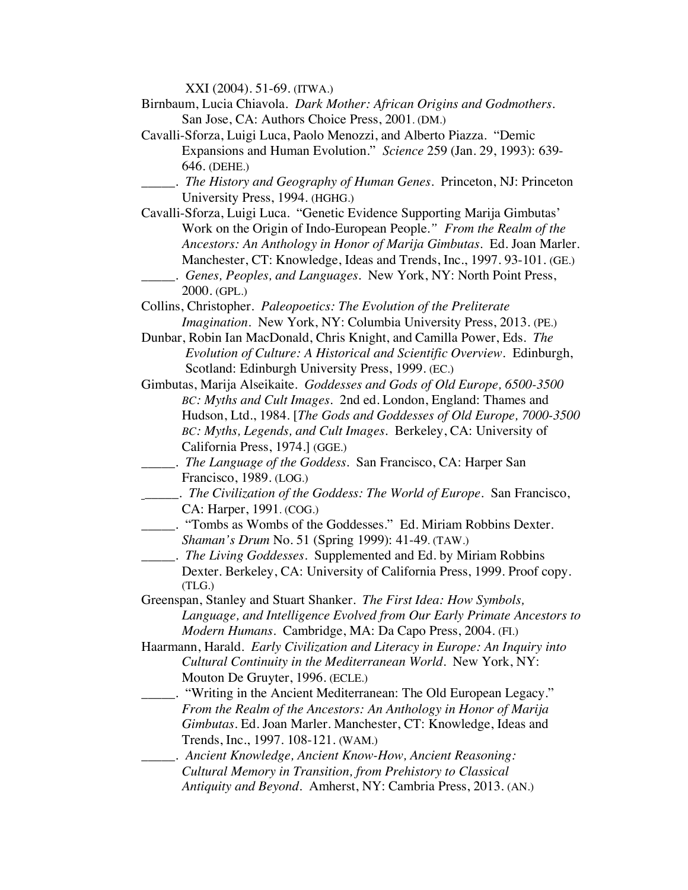XXI (2004). 51-69. (ITWA.)

Birnbaum, Lucia Chiavola. *Dark Mother: African Origins and Godmothers*. San Jose, CA: Authors Choice Press, 2001. (DM.)

Cavalli-Sforza, Luigi Luca, Paolo Menozzi, and Alberto Piazza. "Demic Expansions and Human Evolution." *Science* 259 (Jan. 29, 1993): 639-646. (DEHE.)

_____. *The History and Geography of Human Genes*. Princeton, NJ: Princeton University Press, 1994. (HGHG.)

Cavalli-Sforza, Luigi Luca. "Genetic Evidence Supporting Marija Gimbutas' Work on the Origin of Indo-European People." *From the Realm of the Ancestors: An Anthology in Honor of Marija Gimbutas*. Ed. Joan Marler. Manchester, CT: Knowledge, Ideas and Trends, Inc., 1997. 93-101. (GE.)

_____. *Genes, Peoples, and Languages*. New York, NY: North Point Press, 2000. (GPL.)

Collins, Christopher. *Paleopoetics: The Evolution of the Preliterate Imagination*. New York, NY: Columbia University Press, 2013. (PE.)

Dunbar, Robin Ian MacDonald, Chris Knight, and Camilla Power, Eds. *The Evolution of Culture: A Historical and Scientific Overview*. Edinburgh, Scotland: Edinburgh University Press, 1999. (EC.)

Gimbutas, Marija Alseikaite. *Goddesses and Gods of Old Europe, 6500-3500 BC: Myths and Cult Images*. 2nd ed. London, England: Thames and Hudson, Ltd., 1984. [*The Gods and Goddesses of Old Europe, 7000-3500 BC: Myths, Legends, and Cult Images*. Berkeley, CA: University of California Press, 1974.] (GGE.)

_____. *The Language of the Goddess*. San Francisco, CA: Harper San Francisco, 1989. (LOG.)

_____. *The Civilization of the Goddess: The World of Europe*. San Francisco, CA: Harper, 1991. (COG.)

_____. "Tombs as Wombs of the Goddesses." Ed. Miriam Robbins Dexter. *Shaman's Drum* No. 51 (Spring 1999): 41-49. (TAW.)

_____. *The Living Goddesses*. Supplemented and Ed. by Miriam Robbins Dexter. Berkeley, CA: University of California Press, 1999. Proof copy. (TLG.)

Greenspan, Stanley and Stuart Shanker. *The First Idea: How Symbols, Language, and Intelligence Evolved from Our Early Primate Ancestors to Modern Humans*. Cambridge, MA: Da Capo Press, 2004. (FI.)

Haarmann, Harald. *Early Civilization and Literacy in Europe: An Inquiry into Cultural Continuity in the Mediterranean World*. New York, NY: Mouton De Gruyter, 1996. (ECLE.)

_____. "Writing in the Ancient Mediterranean: The Old European Legacy." *From the Realm of the Ancestors: An Anthology in Honor of Marija Gimbutas*. Ed. Joan Marler. Manchester, CT: Knowledge, Ideas and Trends, Inc., 1997. 108-121. (WAM.)

_____. *Ancient Knowledge, Ancient Know-How, Ancient Reasoning: Cultural Memory in Transition, from Prehistory to Classical Antiquity and Beyond*. Amherst, NY: Cambria Press, 2013. (AN.)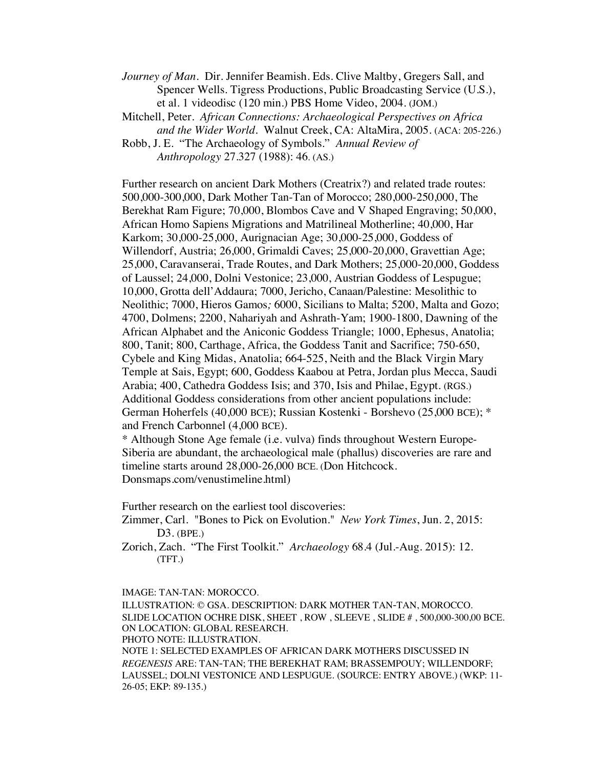*Journey of Man*. Dir. Jennifer Beamish. Eds. Clive Maltby, Gregers Sall, and Spencer Wells. Tigress Productions, Public Broadcasting Service (U.S.), et al. 1 videodisc (120 min.) PBS Home Video, 2004. (JOM.)

Mitchell, Peter. *African Connections: Archaeological Perspectives on Africa and the Wider World*. Walnut Creek, CA: AltaMira, 2005. (ACA: 205-226.)

Robb, J. E. "The Archaeology of Symbols." *Annual Review of Anthropology* 27.327 (1988): 46. (AS.)

Further research on ancient Dark Mothers (Creatrix?) and related trade routes: 500,000-300,000, Dark Mother Tan-Tan of Morocco; 280,000-250,000, The Berekhat Ram Figure; 70,000, Blombos Cave and V Shaped Engraving; 50,000, African Homo Sapiens Migrations and Matrilineal Motherline; 40,000, Har Karkom; 30,000-25,000, Aurignacian Age; 30,000-25,000, Goddess of Willendorf, Austria; 26,000, Grimaldi Caves; 25,000-20,000, Gravettian Age; 25,000, Caravanserai, Trade Routes, and Dark Mothers; 25,000-20,000, Goddess of Laussel; 24,000, Dolni Vestonice; 23,000, Austrian Goddess of Lespugue; 10,000, Grotta dell'Addaura; 7000, Jericho, Canaan/Palestine: Mesolithic to Neolithic; 7000, Hieros Gamos*;* 6000, Sicilians to Malta; 5200, Malta and Gozo; 4700, Dolmens; 2200, Nahariyah and Ashrath-Yam; 1900-1800, Dawning of the African Alphabet and the Aniconic Goddess Triangle; 1000, Ephesus, Anatolia; 800, Tanit; 800, Carthage, Africa, the Goddess Tanit and Sacrifice; 750-650, Cybele and King Midas, Anatolia; 664-525, Neith and the Black Virgin Mary Temple at Sais, Egypt; 600, Goddess Kaabou at Petra, Jordan plus Mecca, Saudi Arabia; 400, Cathedra Goddess Isis; and 370, Isis and Philae, Egypt. (RGS.) Additional Goddess considerations from other ancient populations include: German Hoherfels (40,000 BCE); Russian Kostenki - Borshevo (25,000 BCE); * and French Carbonnel (4,000 BCE).

* Although Stone Age female (i.e. vulva) finds throughout Western Europe-Siberia are abundant, the archaeological male (phallus) discoveries are rare and timeline starts around 28,000-26,000 BCE. (Don Hitchcock. Donsmaps.com/venustimeline.html)

Further research on the earliest tool discoveries:

Zimmer, Carl. "Bones to Pick on Evolution." *New York Times*, Jun. 2, 2015: D3. (BPE.)

Zorich, Zach. "The First Toolkit." *Archaeology* 68.4 (Jul.-Aug. 2015): 12. (TFT.)

IMAGE: TAN-TAN: MOROCCO.
ILLUSTRATION: © GSA. DESCRIPTION: DARK MOTHER TAN-TAN, MOROCCO.
SLIDE LOCATION OCHRE DISK, SHEET , ROW , SLEEVE , SLIDE # , 500,000-300,00 BCE.
ON LOCATION: GLOBAL RESEARCH.
PHOTO NOTE: ILLUSTRATION.
NOTE 1: SELECTED EXAMPLES OF AFRICAN DARK MOTHERS DISCUSSED IN *REGENESIS* ARE: TAN-TAN; THE BEREKHAT RAM; BRASSEMPOUY; WILLENDORF; LAUSSEL; DOLNI VESTONICE AND LESPUGUE. (SOURCE: ENTRY ABOVE.) (WKP: 11-26-05; EKP: 89-135.)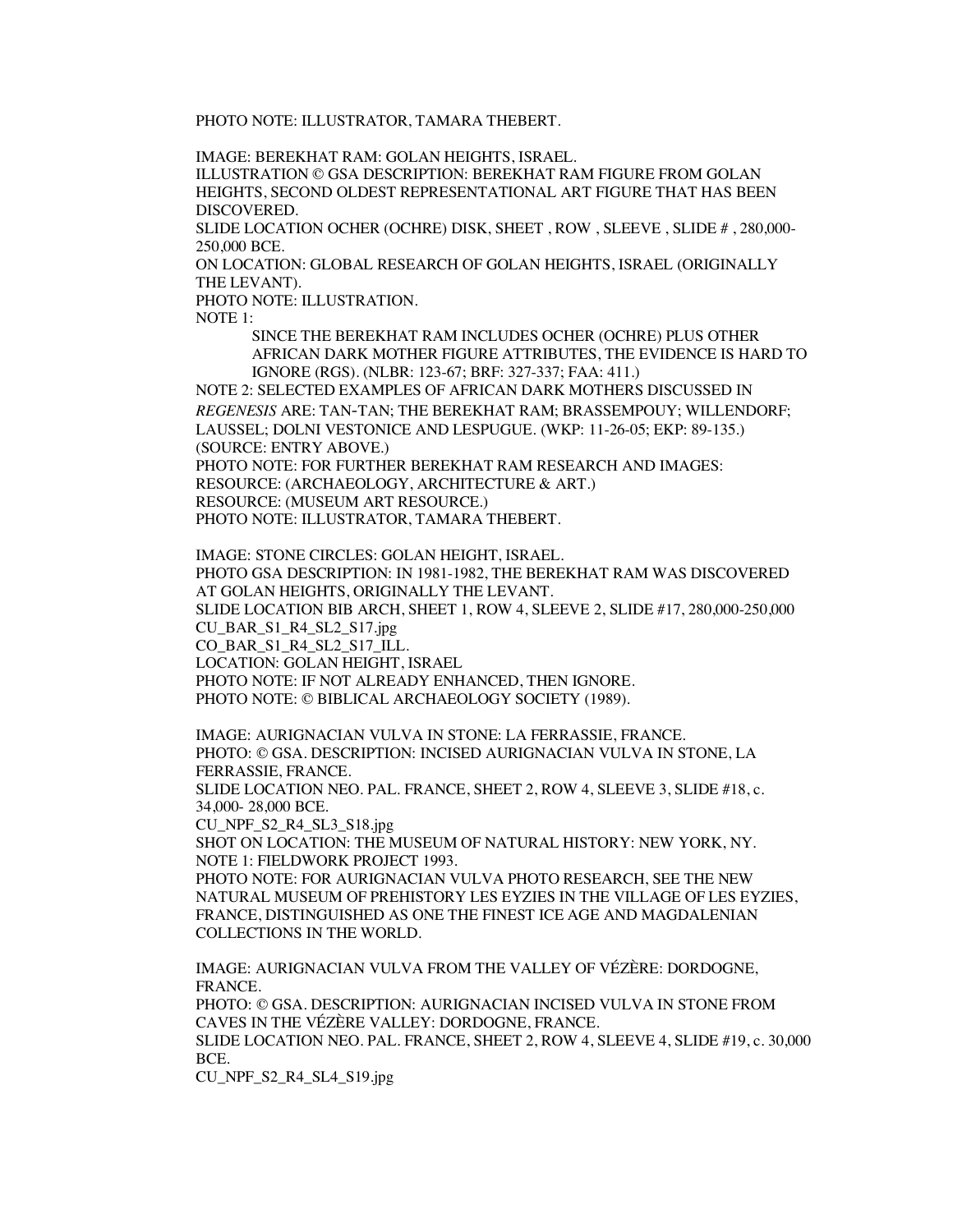PHOTO NOTE: ILLUSTRATOR, TAMARA THEBERT.

IMAGE: BEREKHAT RAM: GOLAN HEIGHTS, ISRAEL.
ILLUSTRATION © GSA DESCRIPTION: BEREKHAT RAM FIGURE FROM GOLAN HEIGHTS, SECOND OLDEST REPRESENTATIONAL ART FIGURE THAT HAS BEEN DISCOVERED.
SLIDE LOCATION OCHER (OCHRE) DISK, SHEET , ROW , SLEEVE , SLIDE # , 280,000-250,000 BCE.
ON LOCATION: GLOBAL RESEARCH OF GOLAN HEIGHTS, ISRAEL (ORIGINALLY THE LEVANT).
PHOTO NOTE: ILLUSTRATION.
NOTE 1:

> SINCE THE BEREKHAT RAM INCLUDES OCHER (OCHRE) PLUS OTHER AFRICAN DARK MOTHER FIGURE ATTRIBUTES, THE EVIDENCE IS HARD TO IGNORE (RGS). (NLBR: 123-67; BRF: 327-337; FAA: 411.)

NOTE 2: SELECTED EXAMPLES OF AFRICAN DARK MOTHERS DISCUSSED IN *REGENESIS* ARE: TAN-TAN; THE BEREKHAT RAM; BRASSEMPOUY; WILLENDORF; LAUSSEL; DOLNI VESTONICE AND LESPUGUE. (WKP: 11-26-05; EKP: 89-135.) (SOURCE: ENTRY ABOVE.)
PHOTO NOTE: FOR FURTHER BEREKHAT RAM RESEARCH AND IMAGES:
RESOURCE: (ARCHAEOLOGY, ARCHITECTURE & ART.)
RESOURCE: (MUSEUM ART RESOURCE.)
PHOTO NOTE: ILLUSTRATOR, TAMARA THEBERT.

IMAGE: STONE CIRCLES: GOLAN HEIGHT, ISRAEL.
PHOTO GSA DESCRIPTION: IN 1981-1982, THE BEREKHAT RAM WAS DISCOVERED AT GOLAN HEIGHTS, ORIGINALLY THE LEVANT.
SLIDE LOCATION BIB ARCH, SHEET 1, ROW 4, SLEEVE 2, SLIDE #17, 280,000-250,000
CU_BAR_S1_R4_SL2_S17.jpg
CO_BAR_S1_R4_SL2_S17_ILL.
LOCATION: GOLAN HEIGHT, ISRAEL
PHOTO NOTE: IF NOT ALREADY ENHANCED, THEN IGNORE.
PHOTO NOTE: © BIBLICAL ARCHAEOLOGY SOCIETY (1989).

IMAGE: AURIGNACIAN VULVA IN STONE: LA FERRASSIE, FRANCE.
PHOTO: © GSA. DESCRIPTION: INCISED AURIGNACIAN VULVA IN STONE, LA FERRASSIE, FRANCE.
SLIDE LOCATION NEO. PAL. FRANCE, SHEET 2, ROW 4, SLEEVE 3, SLIDE #18, c. 34,000- 28,000 BCE.
CU_NPF_S2_R4_SL3_S18.jpg
SHOT ON LOCATION: THE MUSEUM OF NATURAL HISTORY: NEW YORK, NY.
NOTE 1: FIELDWORK PROJECT 1993.
PHOTO NOTE: FOR AURIGNACIAN VULVA PHOTO RESEARCH, SEE THE NEW NATURAL MUSEUM OF PREHISTORY LES EYZIES IN THE VILLAGE OF LES EYZIES, FRANCE, DISTINGUISHED AS ONE THE FINEST ICE AGE AND MAGDALENIAN COLLECTIONS IN THE WORLD.

IMAGE: AURIGNACIAN VULVA FROM THE VALLEY OF VÉZÈRE: DORDOGNE, FRANCE.
PHOTO: © GSA. DESCRIPTION: AURIGNACIAN INCISED VULVA IN STONE FROM CAVES IN THE VÉZÈRE VALLEY: DORDOGNE, FRANCE.
SLIDE LOCATION NEO. PAL. FRANCE, SHEET 2, ROW 4, SLEEVE 4, SLIDE #19, c. 30,000 BCE.
CU_NPF_S2_R4_SL4_S19.jpg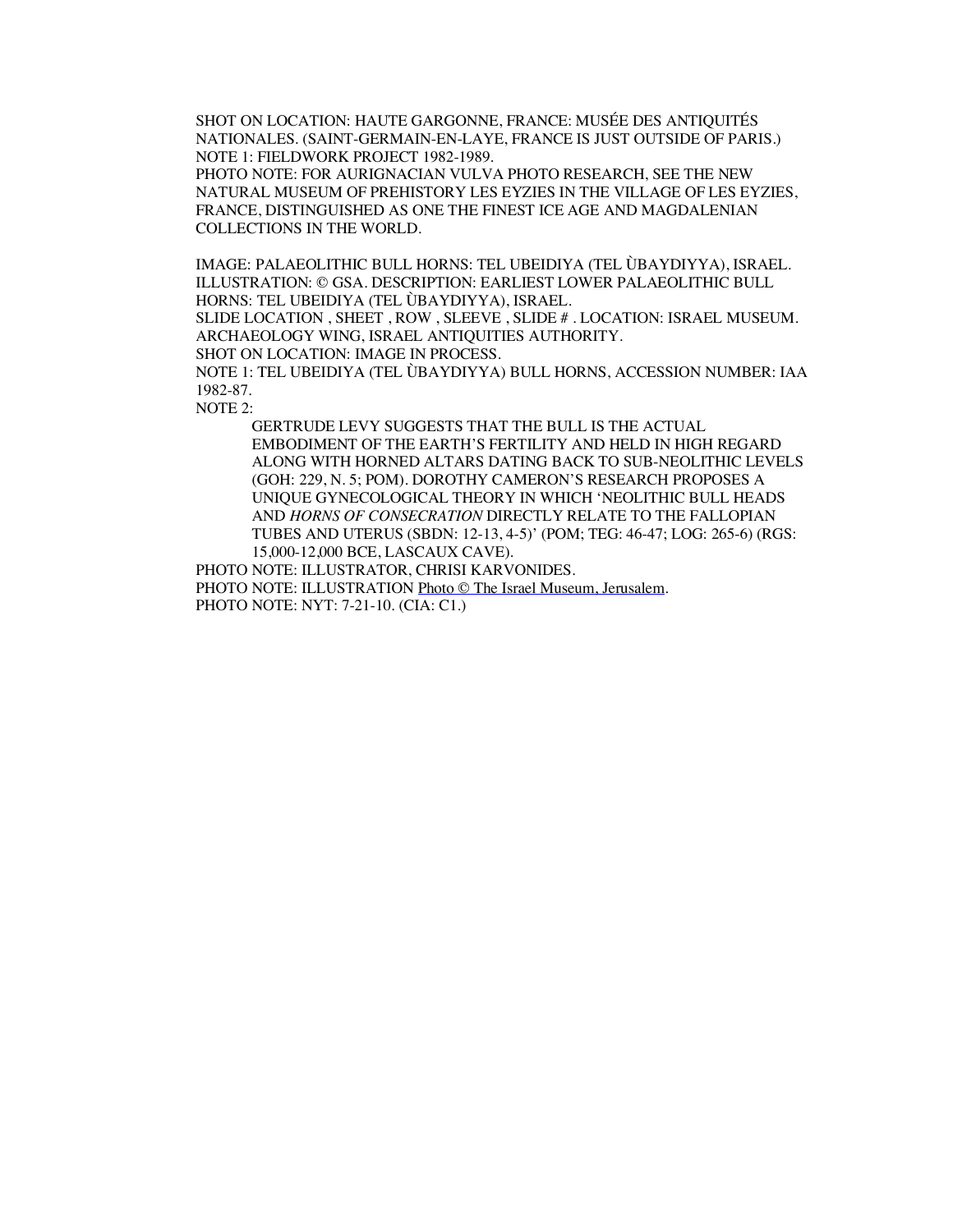SHOT ON LOCATION: HAUTE GARGONNE, FRANCE: MUSÉE DES ANTIQUITÉS NATIONALES. (SAINT-GERMAIN-EN-LAYE, FRANCE IS JUST OUTSIDE OF PARIS.)
NOTE 1: FIELDWORK PROJECT 1982-1989.
PHOTO NOTE: FOR AURIGNACIAN VULVA PHOTO RESEARCH, SEE THE NEW NATURAL MUSEUM OF PREHISTORY LES EYZIES IN THE VILLAGE OF LES EYZIES, FRANCE, DISTINGUISHED AS ONE THE FINEST ICE AGE AND MAGDALENIAN COLLECTIONS IN THE WORLD.

IMAGE: PALAEOLITHIC BULL HORNS: TEL UBEIDIYA (TEL ÙBAYDIYYA), ISRAEL.
ILLUSTRATION: © GSA. DESCRIPTION: EARLIEST LOWER PALAEOLITHIC BULL HORNS: TEL UBEIDIYA (TEL ÙBAYDIYYA), ISRAEL.
SLIDE LOCATION , SHEET , ROW , SLEEVE , SLIDE # . LOCATION: ISRAEL MUSEUM. ARCHAEOLOGY WING, ISRAEL ANTIQUITIES AUTHORITY.
SHOT ON LOCATION: IMAGE IN PROCESS.
NOTE 1: TEL UBEIDIYA (TEL ÙBAYDIYYA) BULL HORNS, ACCESSION NUMBER: IAA 1982-87.
NOTE 2:

> GERTRUDE LEVY SUGGESTS THAT THE BULL IS THE ACTUAL EMBODIMENT OF THE EARTH'S FERTILITY AND HELD IN HIGH REGARD ALONG WITH HORNED ALTARS DATING BACK TO SUB-NEOLITHIC LEVELS (GOH: 229, N. 5; POM). DOROTHY CAMERON'S RESEARCH PROPOSES A UNIQUE GYNECOLOGICAL THEORY IN WHICH 'NEOLITHIC BULL HEADS AND *HORNS OF CONSECRATION* DIRECTLY RELATE TO THE FALLOPIAN TUBES AND UTERUS (SBDN: 12-13, 4-5)' (POM; TEG: 46-47; LOG: 265-6) (RGS: 15,000-12,000 BCE, LASCAUX CAVE).

PHOTO NOTE: ILLUSTRATOR, CHRISI KARVONIDES.
PHOTO NOTE: ILLUSTRATION Photo © The Israel Museum, Jerusalem.
PHOTO NOTE: NYT: 7-21-10. (CIA: C1.)